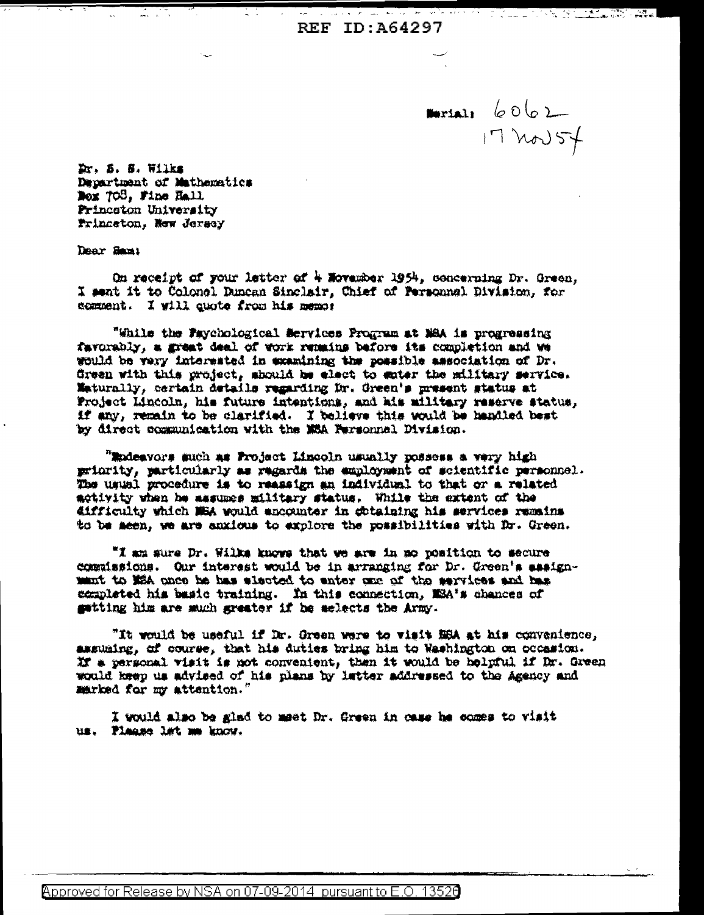REF ID:A64297

Serial: 6062
17 Nov 54

Dr. S. S. Wilks
Department of Mathematics
Box 708, Fine Hall
Princeton University
Princeton, New Jersey

Dear Sam:

On receipt of your letter of 4 November 1954, concerning Dr. Green, I sent it to Colonel Duncan Sinclair, Chief of Personnel Division, for comment. I will quote from his memo:

"While the Psychological Services Program at NSA is progressing favorably, a great deal of work remains before its completion and we would be very interested in examining the possible association of Dr. Green with this project, should he elect to enter the military service. Naturally, certain details regarding Dr. Green's present status at Project Lincoln, his future intentions, and his military reserve status, if any, remain to be clarified. I believe this would be handled best by direct communication with the NSA Personnel Division.

"Endeavors such as Project Lincoln usually possess a very high priority, particularly as regards the employment of scientific personnel. The usual procedure is to reassign an individual to that or a related activity when he assumes military status. While the extent of the difficulty which NSA would encounter in obtaining his services remains to be seen, we are anxious to explore the possibilities with Dr. Green.

"I am sure Dr. Wilks knows that we are in no position to secure commissions. Our interest would be in arranging for Dr. Green's assignment to NSA once he has elected to enter one of the services and has completed his basic training. In this connection, NSA's chances of getting him are much greater if he selects the Army.

"It would be useful if Dr. Green were to visit NSA at his convenience, assuming, of course, that his duties bring him to Washington on occasion. If a personal visit is not convenient, then it would be helpful if Dr. Green would keep us advised of his plans by letter addressed to the Agency and marked for my attention."

I would also be glad to meet Dr. Green in case he comes to visit us. Please let me know.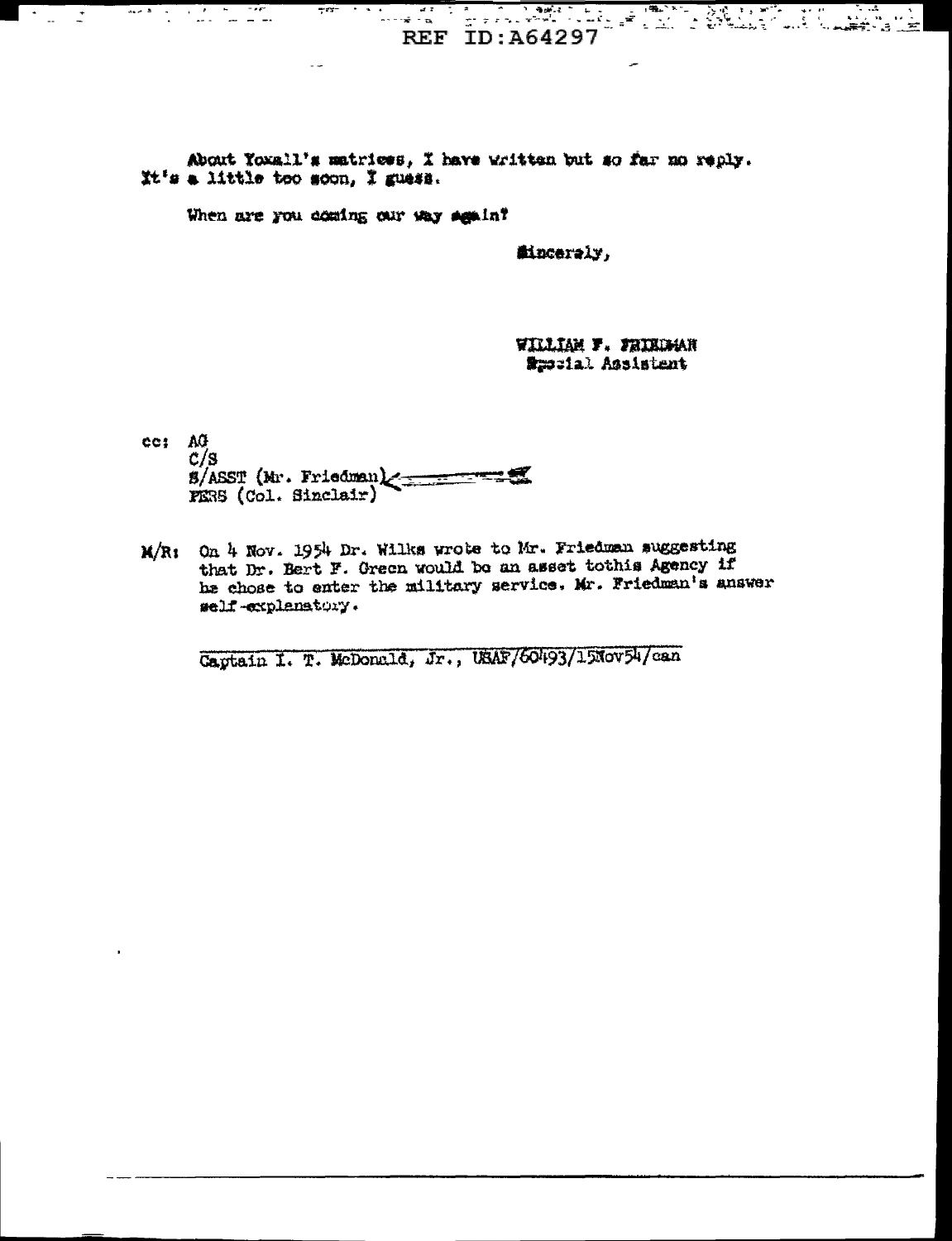About Yoxall's matrices, I have written but so far no reply. It's a little too soon, I guess.

When are you coming our way again?

Sincerely,

WILLIAM F. FRIEDMAN
Special Assistant

cc: AG
C/S
S/ASST (Mr. Friedman)
PERS (Col. Sinclair)

M/R: On 4 Nov. 1954 Dr. Wilks wrote to Mr. Friedman suggesting that Dr. Bert F. Green would be an asset tothis Agency if he chose to enter the military service. Mr. Friedman's answer self-explanatory.

Captain I. T. McDonald, Jr., USAF/60493/15Nov54/can